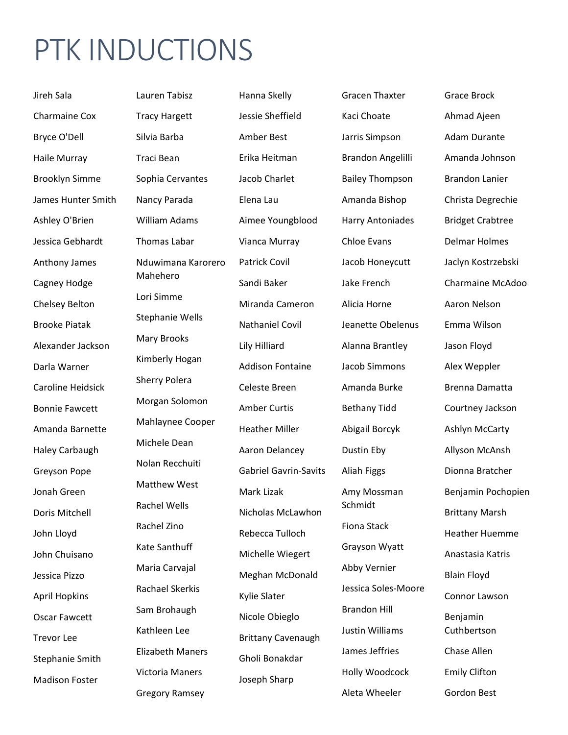# PTK INDUCTIONS

Jireh Sala
Charmaine Cox
Bryce O'Dell
Haile Murray
Brooklyn Simme
James Hunter Smith
Ashley O'Brien
Jessica Gebhardt
Anthony James
Cagney Hodge
Chelsey Belton
Brooke Piatak
Alexander Jackson
Darla Warner
Caroline Heidsick
Bonnie Fawcett
Amanda Barnette
Haley Carbaugh
Greyson Pope
Jonah Green
Doris Mitchell
John Lloyd
John Chuisano
Jessica Pizzo
April Hopkins
Oscar Fawcett
Trevor Lee
Stephanie Smith
Madison Foster

Lauren Tabisz
Tracy Hargett
Silvia Barba
Traci Bean
Sophia Cervantes
Nancy Parada
William Adams
Thomas Labar
Nduwimana Karorero Mahehero
Lori Simme
Stephanie Wells
Mary Brooks
Kimberly Hogan
Sherry Polera
Morgan Solomon
Mahlaynee Cooper
Michele Dean
Nolan Recchuiti
Matthew West
Rachel Wells
Rachel Zino
Kate Santhuff
Maria Carvajal
Rachael Skerkis
Sam Brohaugh
Kathleen Lee
Elizabeth Maners
Victoria Maners
Gregory Ramsey

Hanna Skelly
Jessie Sheffield
Amber Best
Erika Heitman
Jacob Charlet
Elena Lau
Aimee Youngblood
Vianca Murray
Patrick Covil
Sandi Baker
Miranda Cameron
Nathaniel Covil
Lily Hilliard
Addison Fontaine
Celeste Breen
Amber Curtis
Heather Miller
Aaron Delancey
Gabriel Gavrin-Savits
Mark Lizak
Nicholas McLawhon
Rebecca Tulloch
Michelle Wiegert
Meghan McDonald
Kylie Slater
Nicole Obieglo
Brittany Cavenaugh
Gholi Bonakdar
Joseph Sharp

Gracen Thaxter
Kaci Choate
Jarris Simpson
Brandon Angelilli
Bailey Thompson
Amanda Bishop
Harry Antoniades
Chloe Evans
Jacob Honeycutt
Jake French
Alicia Horne
Jeanette Obelenus
Alanna Brantley
Jacob Simmons
Amanda Burke
Bethany Tidd
Abigail Borcyk
Dustin Eby
Aliah Figgs
Amy Mossman Schmidt
Fiona Stack
Grayson Wyatt
Abby Vernier
Jessica Soles-Moore
Brandon Hill
Justin Williams
James Jeffries
Holly Woodcock
Aleta Wheeler

Grace Brock
Ahmad Ajeen
Adam Durante
Amanda Johnson
Brandon Lanier
Christa Degrechie
Bridget Crabtree
Delmar Holmes
Jaclyn Kostrzebski
Charmaine McAdoo
Aaron Nelson
Emma Wilson
Jason Floyd
Alex Weppler
Brenna Damatta
Courtney Jackson
Ashlyn McCarty
Allyson McAnsh
Dionna Bratcher
Benjamin Pochopien
Brittany Marsh
Heather Huemme
Anastasia Katris
Blain Floyd
Connor Lawson
Benjamin Cuthbertson
Chase Allen
Emily Clifton
Gordon Best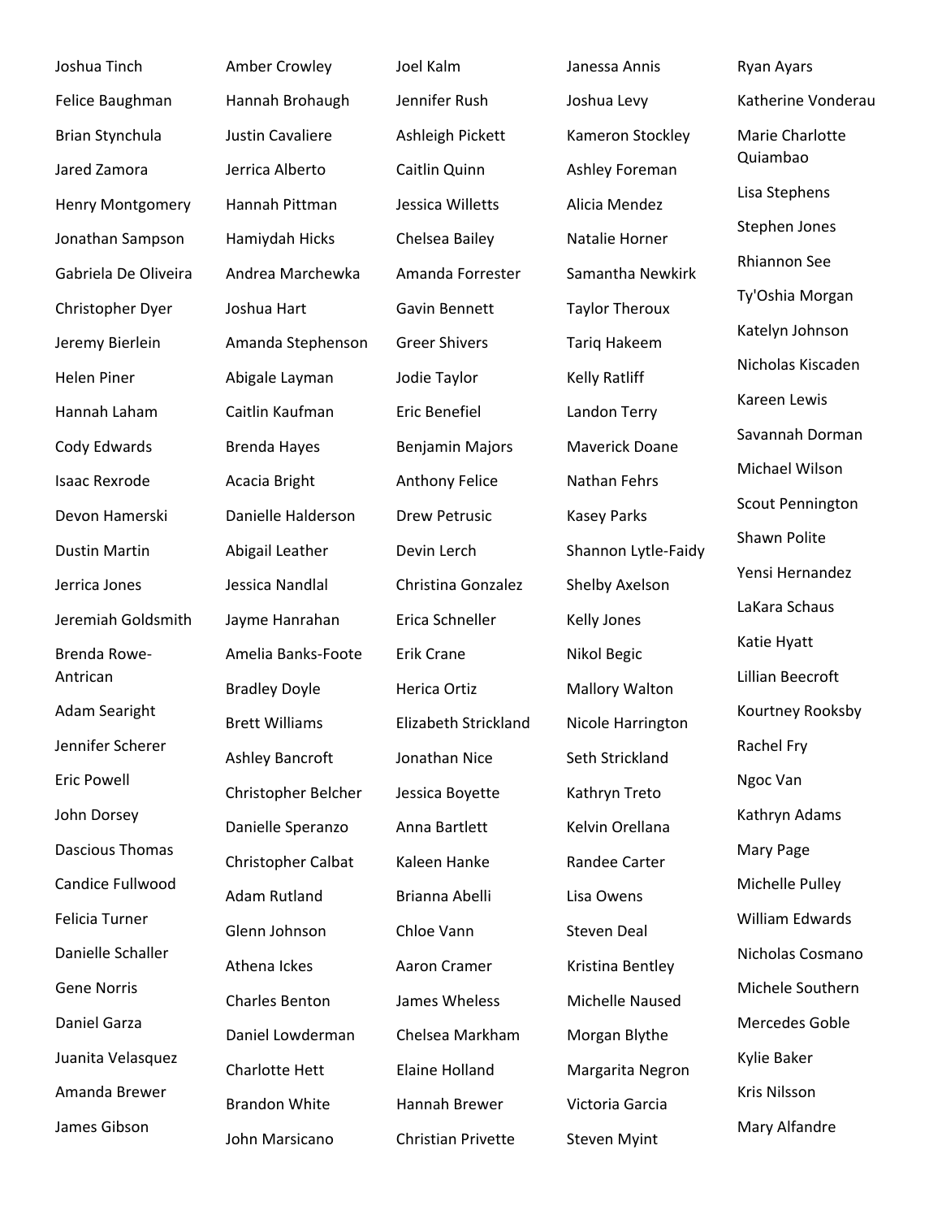Joshua Tinch
Felice Baughman
Brian Stynchula
Jared Zamora
Henry Montgomery
Jonathan Sampson
Gabriela De Oliveira
Christopher Dyer
Jeremy Bierlein
Helen Piner
Hannah Laham
Cody Edwards
Isaac Rexrode
Devon Hamerski
Dustin Martin
Jerrica Jones
Jeremiah Goldsmith
Brenda Rowe-Antrican
Adam Searight
Jennifer Scherer
Eric Powell
John Dorsey
Dascious Thomas
Candice Fullwood
Felicia Turner
Danielle Schaller
Gene Norris
Daniel Garza
Juanita Velasquez
Amanda Brewer
James Gibson

Amber Crowley
Hannah Brohaugh
Justin Cavaliere
Jerrica Alberto
Hannah Pittman
Hamiydah Hicks
Andrea Marchewka
Joshua Hart
Amanda Stephenson
Abigale Layman
Caitlin Kaufman
Brenda Hayes
Acacia Bright
Danielle Halderson
Abigail Leather
Jessica Nandlal
Jayme Hanrahan
Amelia Banks-Foote
Bradley Doyle
Brett Williams
Ashley Bancroft
Christopher Belcher
Danielle Speranzo
Christopher Calbat
Adam Rutland
Glenn Johnson
Athena Ickes
Charles Benton
Daniel Lowderman
Charlotte Hett
Brandon White
John Marsicano

Joel Kalm
Jennifer Rush
Ashleigh Pickett
Caitlin Quinn
Jessica Willetts
Chelsea Bailey
Amanda Forrester
Gavin Bennett
Greer Shivers
Jodie Taylor
Eric Benefiel
Benjamin Majors
Anthony Felice
Drew Petrusic
Devin Lerch
Christina Gonzalez
Erica Schneller
Erik Crane
Herica Ortiz
Elizabeth Strickland
Jonathan Nice
Jessica Boyette
Anna Bartlett
Kaleen Hanke
Brianna Abelli
Chloe Vann
Aaron Cramer
James Wheless
Chelsea Markham
Elaine Holland
Hannah Brewer
Christian Privette

Janessa Annis
Joshua Levy
Kameron Stockley
Ashley Foreman
Alicia Mendez
Natalie Horner
Samantha Newkirk
Taylor Theroux
Tariq Hakeem
Kelly Ratliff
Landon Terry
Maverick Doane
Nathan Fehrs
Kasey Parks
Shannon Lytle-Faidy
Shelby Axelson
Kelly Jones
Nikol Begic
Mallory Walton
Nicole Harrington
Seth Strickland
Kathryn Treto
Kelvin Orellana
Randee Carter
Lisa Owens
Steven Deal
Kristina Bentley
Michelle Naused
Morgan Blythe
Margarita Negron
Victoria Garcia
Steven Myint

Ryan Ayars
Katherine Vonderau
Marie Charlotte Quiambao
Lisa Stephens
Stephen Jones
Rhiannon See
Ty'Oshia Morgan
Katelyn Johnson
Nicholas Kiscaden
Kareen Lewis
Savannah Dorman
Michael Wilson
Scout Pennington
Shawn Polite
Yensi Hernandez
LaKara Schaus
Katie Hyatt
Lillian Beecroft
Kourtney Rooksby
Rachel Fry
Ngoc Van
Kathryn Adams
Mary Page
Michelle Pulley
William Edwards
Nicholas Cosmano
Michele Southern
Mercedes Goble
Kylie Baker
Kris Nilsson
Mary Alfandre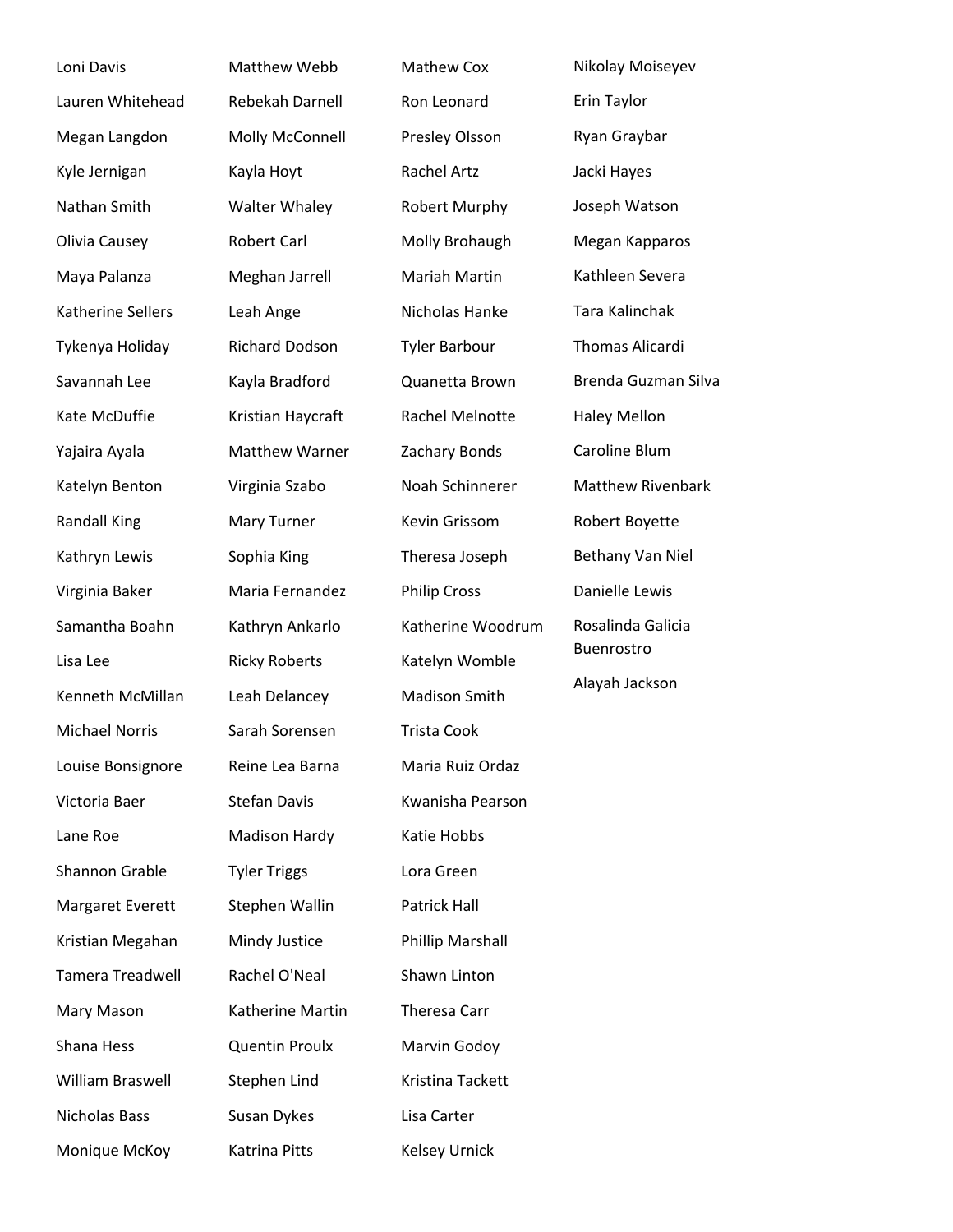Loni Davis
Lauren Whitehead
Megan Langdon
Kyle Jernigan
Nathan Smith
Olivia Causey
Maya Palanza
Katherine Sellers
Tykenya Holiday
Savannah Lee
Kate McDuffie
Yajaira Ayala
Katelyn Benton
Randall King
Kathryn Lewis
Virginia Baker
Samantha Boahn
Lisa Lee
Kenneth McMillan
Michael Norris
Louise Bonsignore
Victoria Baer
Lane Roe
Shannon Grable
Margaret Everett
Kristian Megahan
Tamera Treadwell
Mary Mason
Shana Hess
William Braswell
Nicholas Bass
Monique McKoy

Matthew Webb
Rebekah Darnell
Molly McConnell
Kayla Hoyt
Walter Whaley
Robert Carl
Meghan Jarrell
Leah Ange
Richard Dodson
Kayla Bradford
Kristian Haycraft
Matthew Warner
Virginia Szabo
Mary Turner
Sophia King
Maria Fernandez
Kathryn Ankarlo
Ricky Roberts
Leah Delancey
Sarah Sorensen
Reine Lea Barna
Stefan Davis
Madison Hardy
Tyler Triggs
Stephen Wallin
Mindy Justice
Rachel O'Neal
Katherine Martin
Quentin Proulx
Stephen Lind
Susan Dykes
Katrina Pitts

Mathew Cox
Ron Leonard
Presley Olsson
Rachel Artz
Robert Murphy
Molly Brohaugh
Mariah Martin
Nicholas Hanke
Tyler Barbour
Quanetta Brown
Rachel Melnotte
Zachary Bonds
Noah Schinnerer
Kevin Grissom
Theresa Joseph
Philip Cross
Katherine Woodrum
Katelyn Womble
Madison Smith
Trista Cook
Maria Ruiz Ordaz
Kwanisha Pearson
Katie Hobbs
Lora Green
Patrick Hall
Phillip Marshall
Shawn Linton
Theresa Carr
Marvin Godoy
Kristina Tackett
Lisa Carter
Kelsey Urnick

Nikolay Moiseyev
Erin Taylor
Ryan Graybar
Jacki Hayes
Joseph Watson
Megan Kapparos
Kathleen Severa
Tara Kalinchak
Thomas Alicardi
Brenda Guzman Silva
Haley Mellon
Caroline Blum
Matthew Rivenbark
Robert Boyette
Bethany Van Niel
Danielle Lewis
Rosalinda Galicia Buenrostro
Alayah Jackson